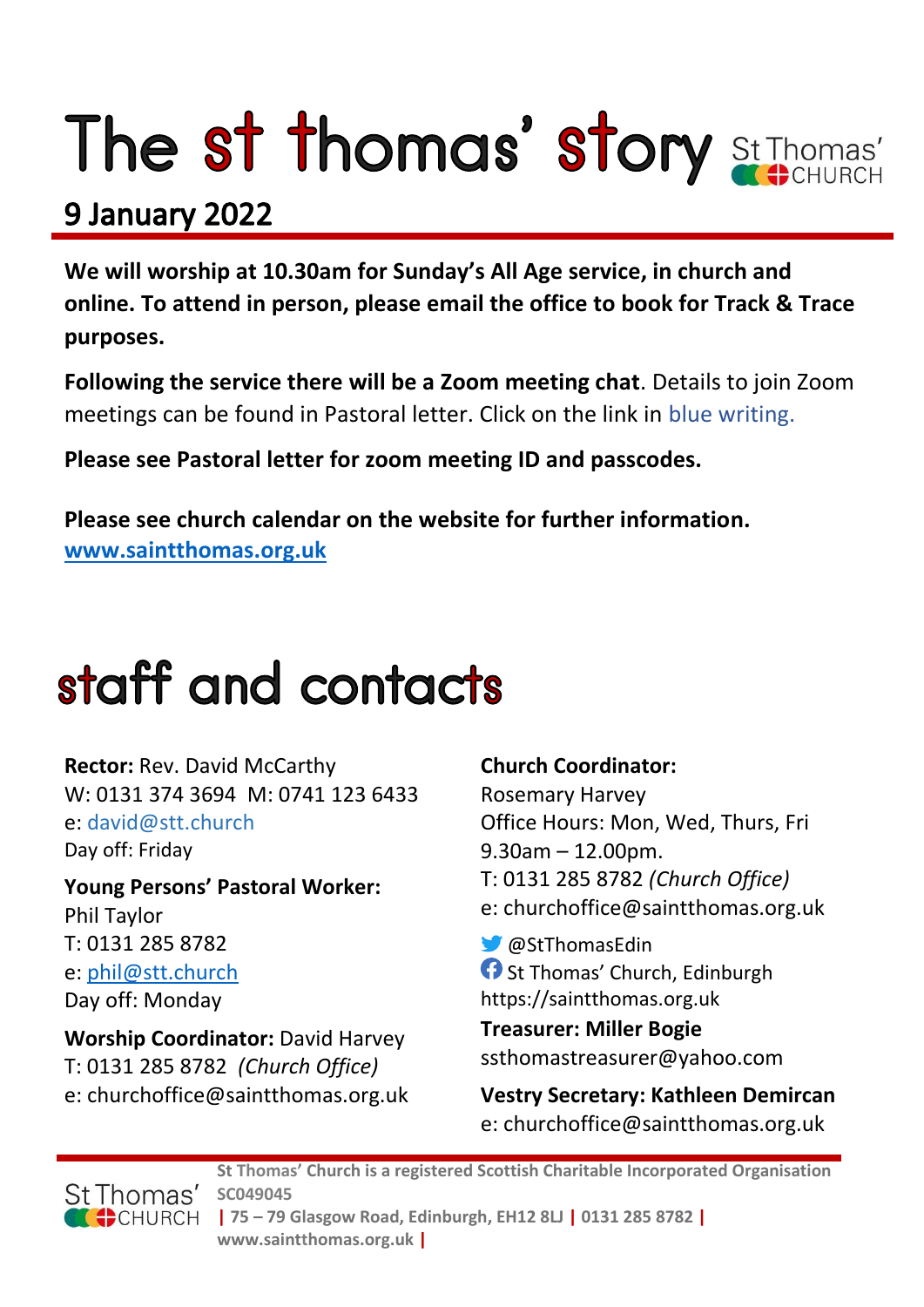# The st thomas' story

St Thomas' CHURCH

## 9 January 2022

**We will worship at 10.30am for Sunday's All Age service, in church and online. To attend in person, please email the office to book for Track & Trace purposes.**

**Following the service there will be a Zoom meeting chat**. Details to join Zoom meetings can be found in Pastoral letter. Click on the link in blue writing.

**Please see Pastoral letter for zoom meeting ID and passcodes.**

**Please see church calendar on the website for further information.**
**www.saintthomas.org.uk**

# staff and contacts

**Rector:** Rev. David McCarthy
W: 0131 374 3694  M: 0741 123 6433
e: david@stt.church
Day off: Friday

**Young Persons' Pastoral Worker:**
Phil Taylor
T: 0131 285 8782
e: phil@stt.church
Day off: Monday

**Worship Coordinator:** David Harvey
T: 0131 285 8782 *(Church Office)*
e: churchoffice@saintthomas.org.uk

**Church Coordinator:**
Rosemary Harvey
Office Hours: Mon, Wed, Thurs, Fri
9.30am – 12.00pm.
T: 0131 285 8782 *(Church Office)*
e: churchoffice@saintthomas.org.uk

@StThomasEdin
St Thomas' Church, Edinburgh
https://saintthomas.org.uk

**Treasurer: Miller Bogie**
ssthomastreasurer@yahoo.com

**Vestry Secretary: Kathleen Demircan**
e: churchoffice@saintthomas.org.uk

St Thomas' CHURCH

**St Thomas' Church is a registered Scottish Charitable Incorporated Organisation SC049045 | 75 – 79 Glasgow Road, Edinburgh, EH12 8LJ | 0131 285 8782 | www.saintthomas.org.uk |**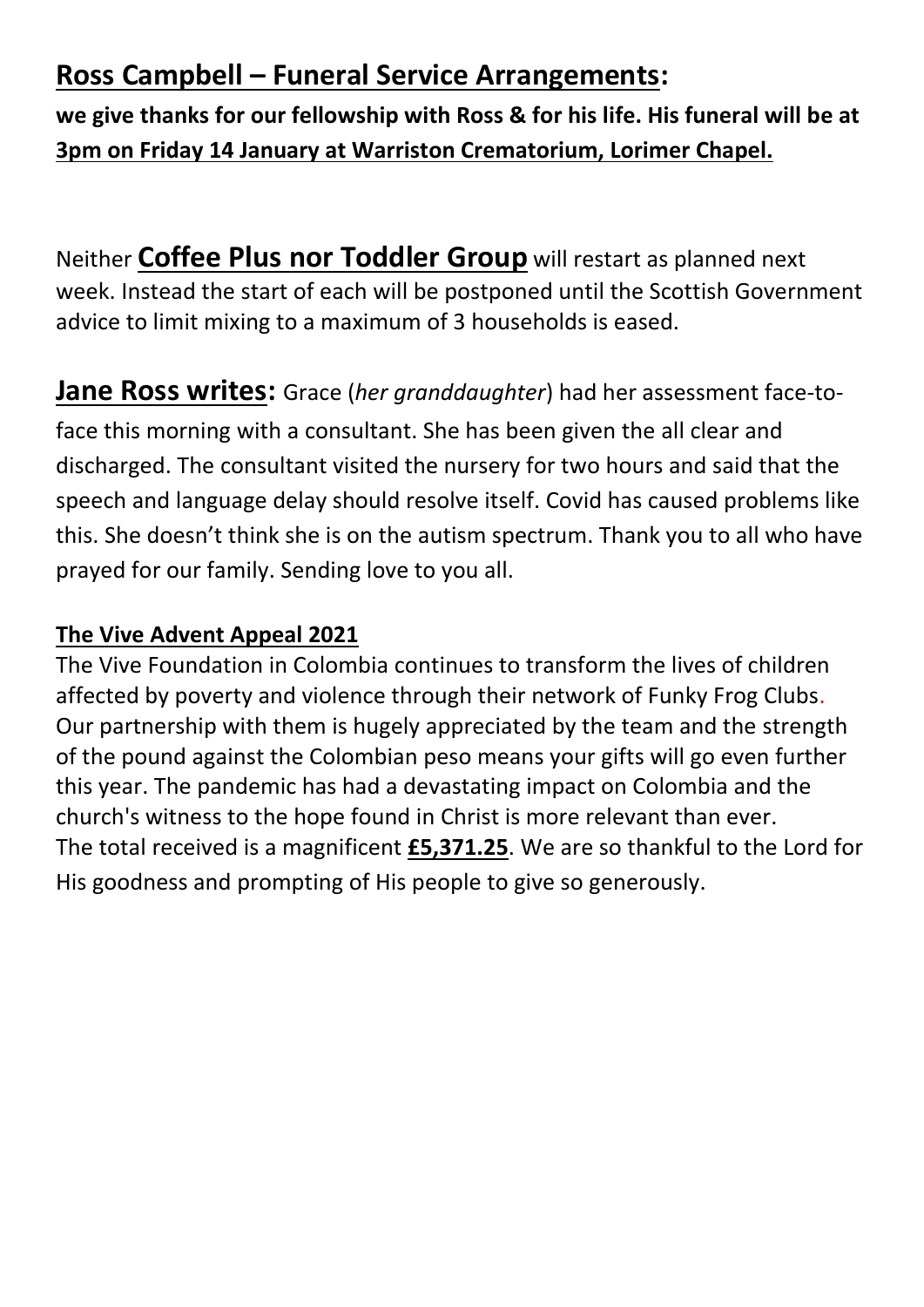## **Ross Campbell – Funeral Service Arrangements:**

**we give thanks for our fellowship with Ross & for his life. His funeral will be at 3pm on Friday 14 January at Warriston Crematorium, Lorimer Chapel.**

Neither **Coffee Plus nor Toddler Group** will restart as planned next week. Instead the start of each will be postponed until the Scottish Government advice to limit mixing to a maximum of 3 households is eased.

**Jane Ross writes:** Grace (*her granddaughter*) had her assessment face-to-face this morning with a consultant. She has been given the all clear and discharged. The consultant visited the nursery for two hours and said that the speech and language delay should resolve itself. Covid has caused problems like this. She doesn't think she is on the autism spectrum. Thank you to all who have prayed for our family. Sending love to you all.

**The Vive Advent Appeal 2021**

The Vive Foundation in Colombia continues to transform the lives of children affected by poverty and violence through their network of Funky Frog Clubs. Our partnership with them is hugely appreciated by the team and the strength of the pound against the Colombian peso means your gifts will go even further this year. The pandemic has had a devastating impact on Colombia and the church's witness to the hope found in Christ is more relevant than ever.
The total received is a magnificent **£5,371.25**. We are so thankful to the Lord for His goodness and prompting of His people to give so generously.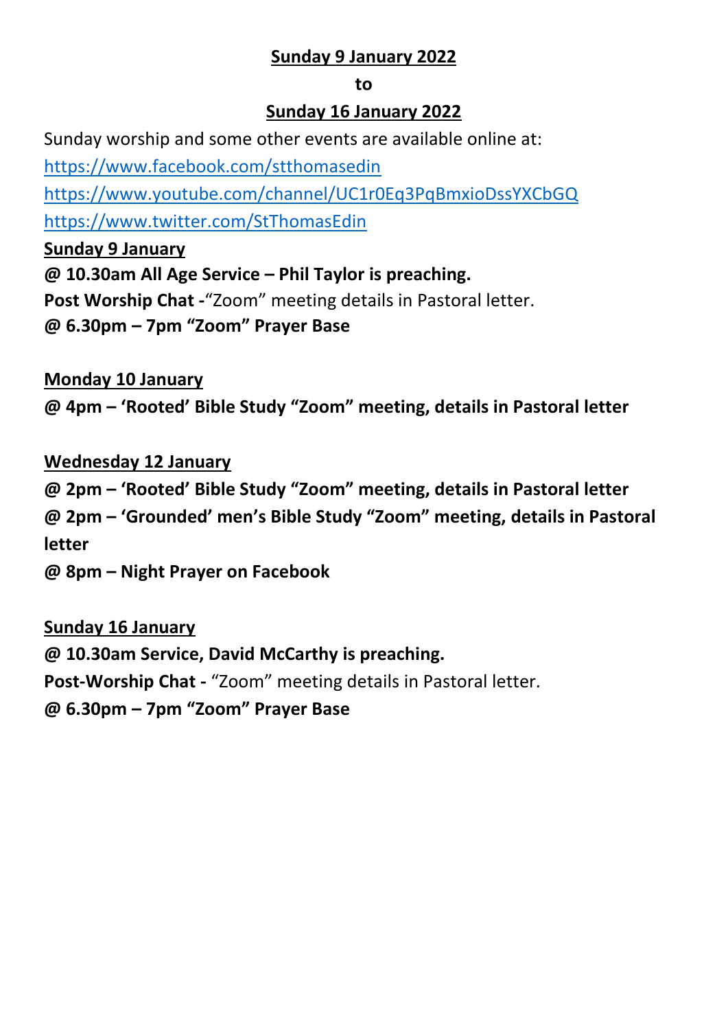**Sunday 9 January 2022**

**to**

**Sunday 16 January 2022**

Sunday worship and some other events are available online at:

https://www.facebook.com/stthomasedin

https://www.youtube.com/channel/UC1r0Eq3PqBmxioDssYXCbGQ

https://www.twitter.com/StThomasEdin

**Sunday 9 January**

**@ 10.30am All Age Service – Phil Taylor is preaching.**

**Post Worship Chat -**"Zoom" meeting details in Pastoral letter.

**@ 6.30pm – 7pm "Zoom" Prayer Base**

**Monday 10 January**

**@ 4pm – 'Rooted' Bible Study "Zoom" meeting, details in Pastoral letter**

**Wednesday 12 January**

**@ 2pm – 'Rooted' Bible Study "Zoom" meeting, details in Pastoral letter**

**@ 2pm – 'Grounded' men's Bible Study "Zoom" meeting, details in Pastoral letter**

**@ 8pm – Night Prayer on Facebook**

**Sunday 16 January**

**@ 10.30am Service, David McCarthy is preaching.**

**Post-Worship Chat -** "Zoom" meeting details in Pastoral letter.

**@ 6.30pm – 7pm "Zoom" Prayer Base**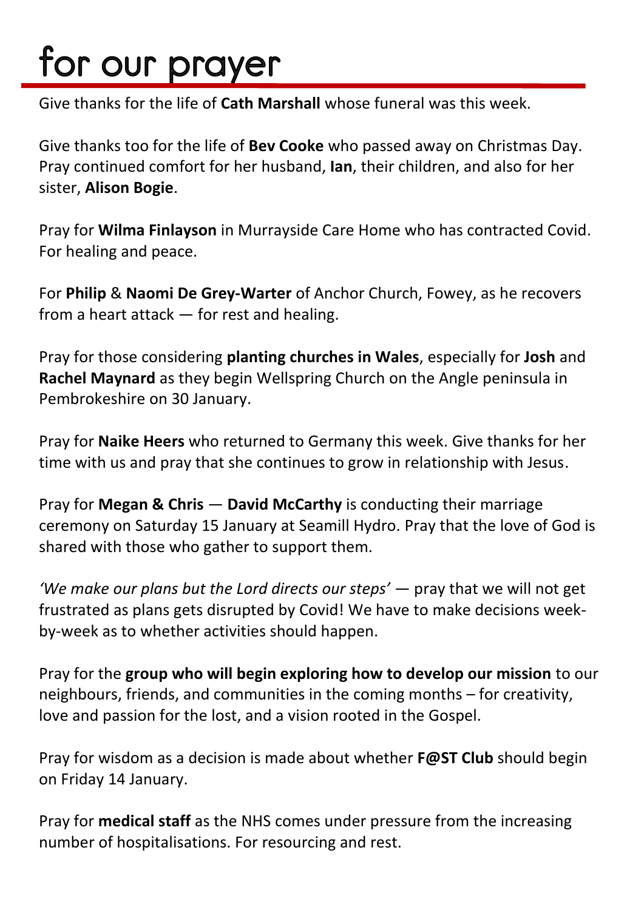# for our prayer

Give thanks for the life of **Cath Marshall** whose funeral was this week.

Give thanks too for the life of **Bev Cooke** who passed away on Christmas Day. Pray continued comfort for her husband, **Ian**, their children, and also for her sister, **Alison Bogie**.

Pray for **Wilma Finlayson** in Murrayside Care Home who has contracted Covid. For healing and peace.

For **Philip** & **Naomi De Grey-Warter** of Anchor Church, Fowey, as he recovers from a heart attack — for rest and healing.

Pray for those considering **planting churches in Wales**, especially for **Josh** and **Rachel Maynard** as they begin Wellspring Church on the Angle peninsula in Pembrokeshire on 30 January.

Pray for **Naike Heers** who returned to Germany this week. Give thanks for her time with us and pray that she continues to grow in relationship with Jesus.

Pray for **Megan & Chris** — **David McCarthy** is conducting their marriage ceremony on Saturday 15 January at Seamill Hydro. Pray that the love of God is shared with those who gather to support them.

*'We make our plans but the Lord directs our steps'* — pray that we will not get frustrated as plans gets disrupted by Covid! We have to make decisions week-by-week as to whether activities should happen.

Pray for the **group who will begin exploring how to develop our mission** to our neighbours, friends, and communities in the coming months – for creativity, love and passion for the lost, and a vision rooted in the Gospel.

Pray for wisdom as a decision is made about whether **F@ST Club** should begin on Friday 14 January.

Pray for **medical staff** as the NHS comes under pressure from the increasing number of hospitalisations. For resourcing and rest.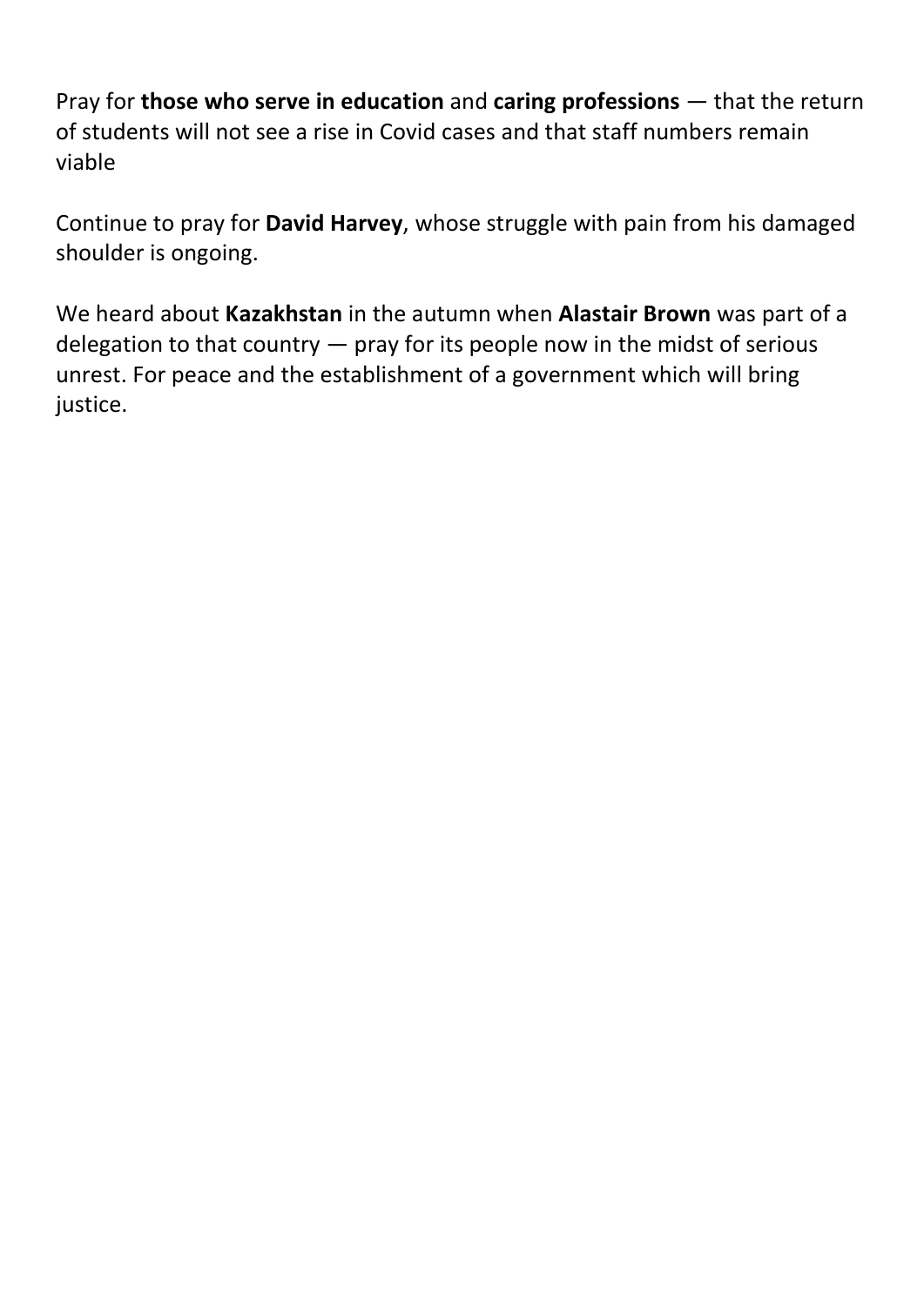Pray for **those who serve in education** and **caring professions** — that the return of students will not see a rise in Covid cases and that staff numbers remain viable

Continue to pray for **David Harvey**, whose struggle with pain from his damaged shoulder is ongoing.

We heard about **Kazakhstan** in the autumn when **Alastair Brown** was part of a delegation to that country — pray for its people now in the midst of serious unrest. For peace and the establishment of a government which will bring justice.